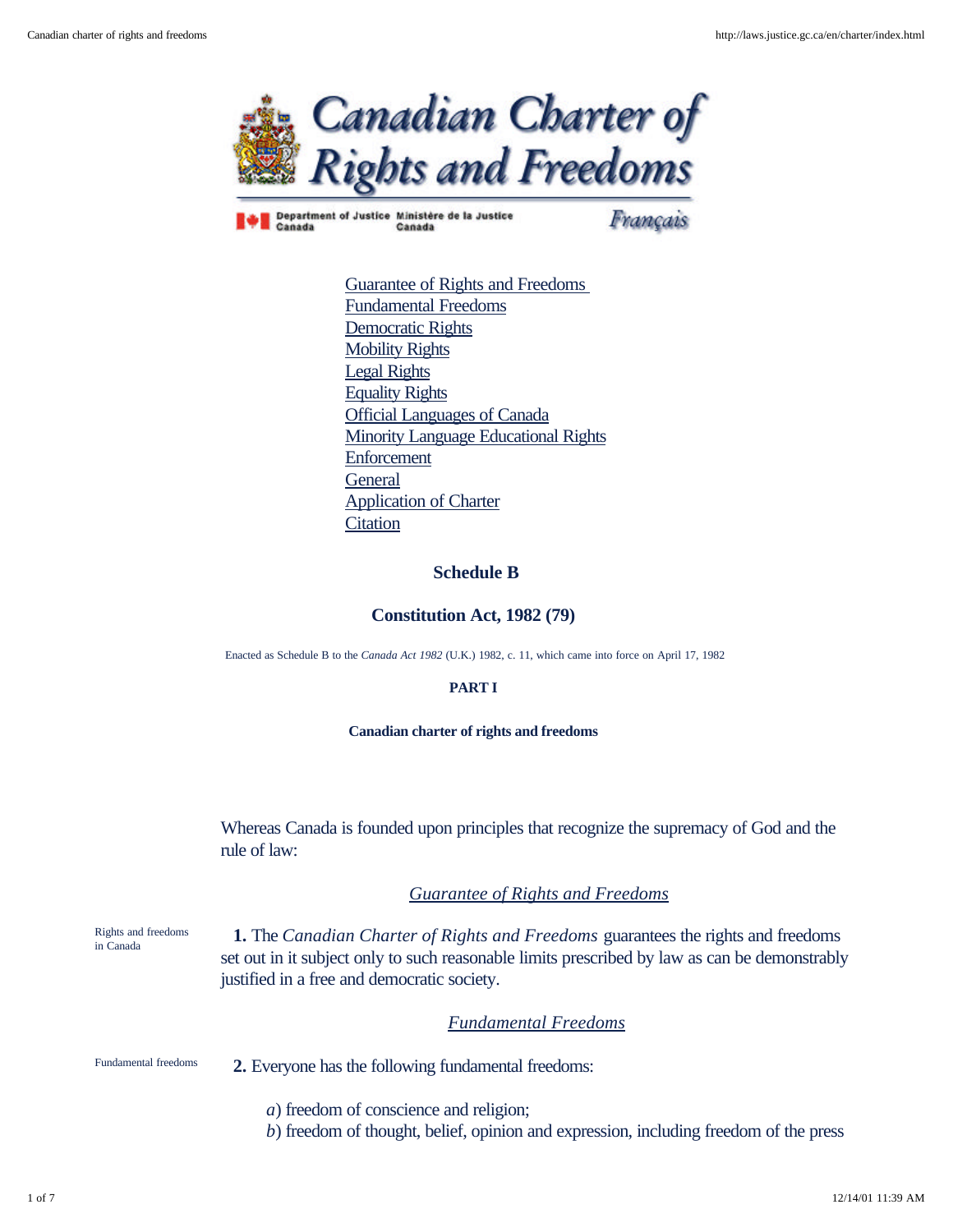# Canadian Charter of Rights and Freedoms

Department of Justice Canada | Ministère de la Justice Canada | Français

- Guarantee of Rights and Freedoms
- Fundamental Freedoms
- Democratic Rights
- Mobility Rights
- Legal Rights
- Equality Rights
- Official Languages of Canada
- Minority Language Educational Rights
- Enforcement
- General
- Application of Charter
- Citation

## Schedule B

## Constitution Act, 1982 (79)

Enacted as Schedule B to the *Canada Act 1982* (U.K.) 1982, c. 11, which came into force on April 17, 1982

**PART I**

**Canadian charter of rights and freedoms**

Whereas Canada is founded upon principles that recognize the supremacy of God and the rule of law:

### *Guarantee of Rights and Freedoms*

Rights and freedoms in Canada

**1.** The *Canadian Charter of Rights and Freedoms* guarantees the rights and freedoms set out in it subject only to such reasonable limits prescribed by law as can be demonstrably justified in a free and democratic society.

### *Fundamental Freedoms*

Fundamental freedoms

**2.** Everyone has the following fundamental freedoms:

*a*) freedom of conscience and religion;
*b*) freedom of thought, belief, opinion and expression, including freedom of the press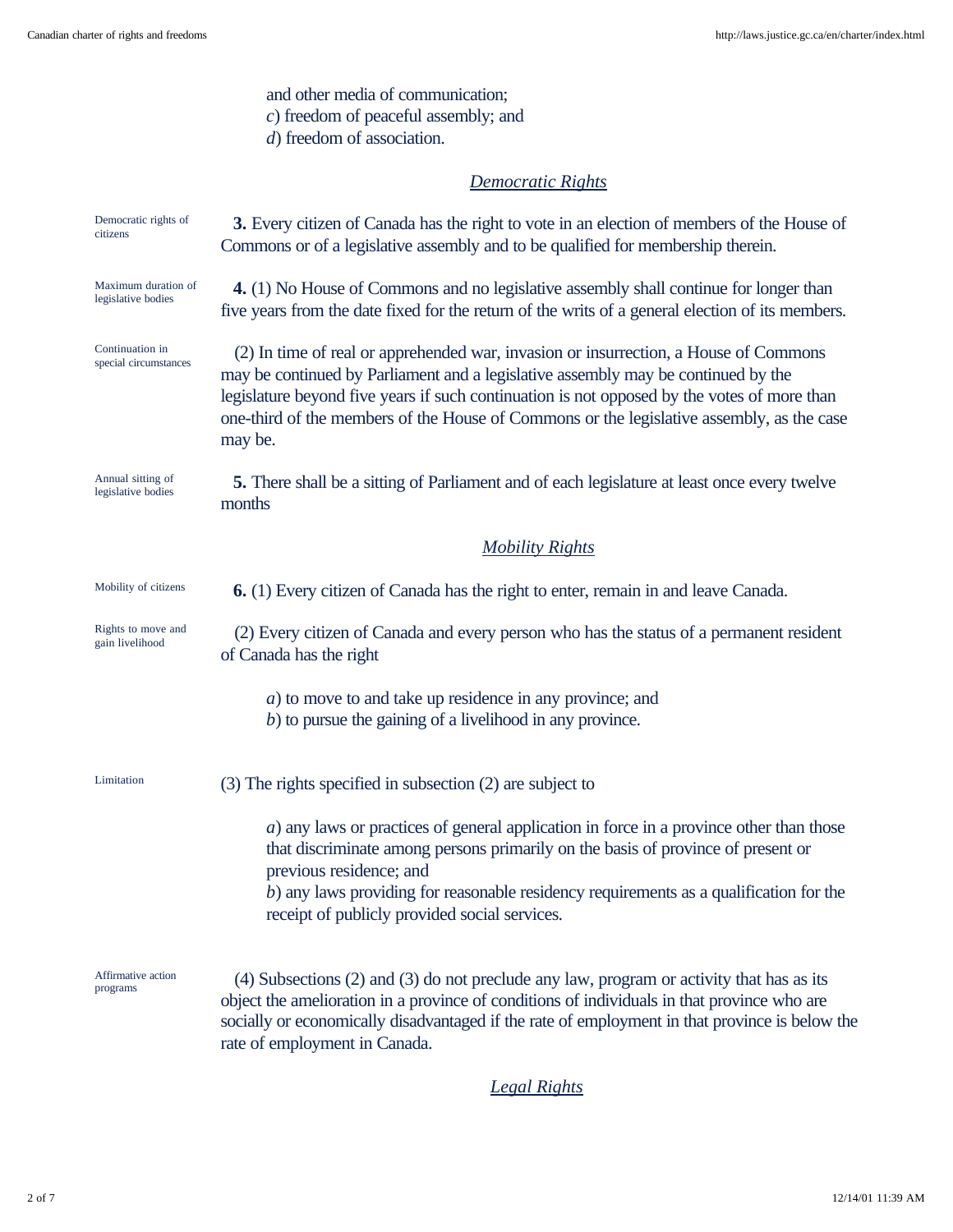and other media of communication;
*c*) freedom of peaceful assembly; and
*d*) freedom of association.

## *Democratic Rights*

Democratic rights of citizens

**3.** Every citizen of Canada has the right to vote in an election of members of the House of Commons or of a legislative assembly and to be qualified for membership therein.

Maximum duration of legislative bodies

**4.** (1) No House of Commons and no legislative assembly shall continue for longer than five years from the date fixed for the return of the writs of a general election of its members.

Continuation in special circumstances

(2) In time of real or apprehended war, invasion or insurrection, a House of Commons may be continued by Parliament and a legislative assembly may be continued by the legislature beyond five years if such continuation is not opposed by the votes of more than one-third of the members of the House of Commons or the legislative assembly, as the case may be.

Annual sitting of legislative bodies

**5.** There shall be a sitting of Parliament and of each legislature at least once every twelve months

## *Mobility Rights*

Mobility of citizens

**6.** (1) Every citizen of Canada has the right to enter, remain in and leave Canada.

Rights to move and gain livelihood

(2) Every citizen of Canada and every person who has the status of a permanent resident of Canada has the right

*a*) to move to and take up residence in any province; and
*b*) to pursue the gaining of a livelihood in any province.

Limitation

(3) The rights specified in subsection (2) are subject to

*a*) any laws or practices of general application in force in a province other than those that discriminate among persons primarily on the basis of province of present or previous residence; and
*b*) any laws providing for reasonable residency requirements as a qualification for the receipt of publicly provided social services.

Affirmative action programs

(4) Subsections (2) and (3) do not preclude any law, program or activity that has as its object the amelioration in a province of conditions of individuals in that province who are socially or economically disadvantaged if the rate of employment in that province is below the rate of employment in Canada.

## *Legal Rights*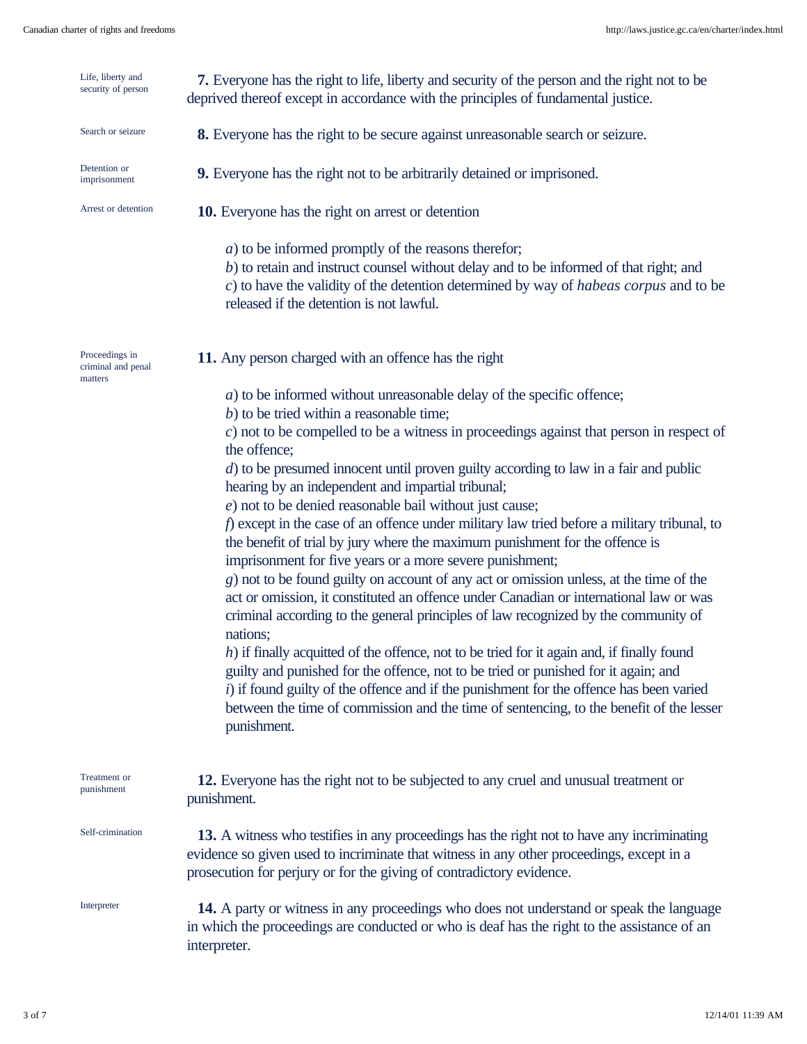Life, liberty and security of person

**7.** Everyone has the right to life, liberty and security of the person and the right not to be deprived thereof except in accordance with the principles of fundamental justice.

Search or seizure

**8.** Everyone has the right to be secure against unreasonable search or seizure.

Detention or imprisonment

**9.** Everyone has the right not to be arbitrarily detained or imprisoned.

Arrest or detention

**10.** Everyone has the right on arrest or detention

*a*) to be informed promptly of the reasons therefor;
*b*) to retain and instruct counsel without delay and to be informed of that right; and
*c*) to have the validity of the detention determined by way of *habeas corpus* and to be released if the detention is not lawful.

Proceedings in criminal and penal matters

**11.** Any person charged with an offence has the right

*a*) to be informed without unreasonable delay of the specific offence;
*b*) to be tried within a reasonable time;
*c*) not to be compelled to be a witness in proceedings against that person in respect of the offence;
*d*) to be presumed innocent until proven guilty according to law in a fair and public hearing by an independent and impartial tribunal;
*e*) not to be denied reasonable bail without just cause;
*f*) except in the case of an offence under military law tried before a military tribunal, to the benefit of trial by jury where the maximum punishment for the offence is imprisonment for five years or a more severe punishment;
*g*) not to be found guilty on account of any act or omission unless, at the time of the act or omission, it constituted an offence under Canadian or international law or was criminal according to the general principles of law recognized by the community of nations;
*h*) if finally acquitted of the offence, not to be tried for it again and, if finally found guilty and punished for the offence, not to be tried or punished for it again; and
*i*) if found guilty of the offence and if the punishment for the offence has been varied between the time of commission and the time of sentencing, to the benefit of the lesser punishment.

Treatment or punishment

**12.** Everyone has the right not to be subjected to any cruel and unusual treatment or punishment.

Self-crimination

**13.** A witness who testifies in any proceedings has the right not to have any incriminating evidence so given used to incriminate that witness in any other proceedings, except in a prosecution for perjury or for the giving of contradictory evidence.

Interpreter

**14.** A party or witness in any proceedings who does not understand or speak the language in which the proceedings are conducted or who is deaf has the right to the assistance of an interpreter.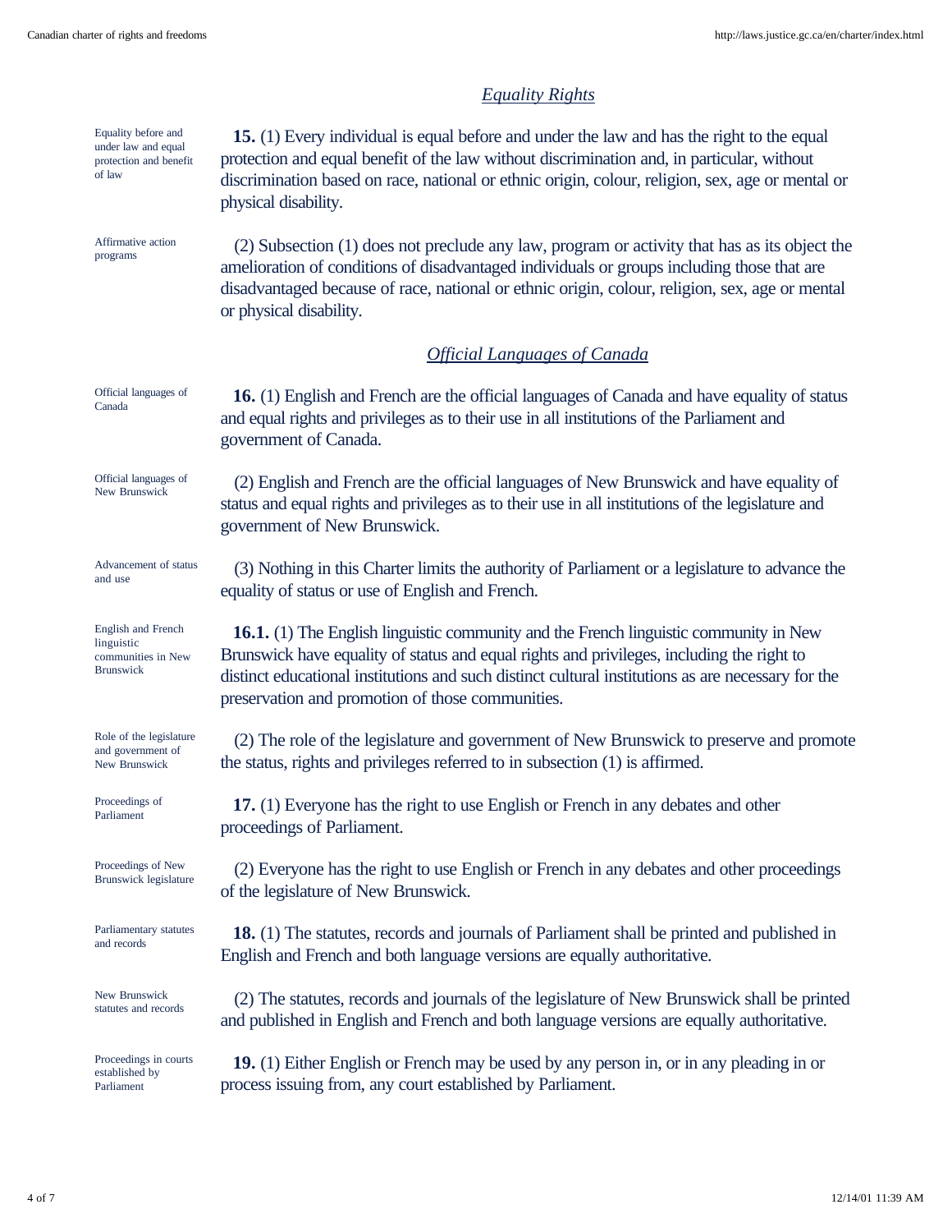## *Equality Rights*

Equality before and under law and equal protection and benefit of law

**15.** (1) Every individual is equal before and under the law and has the right to the equal protection and equal benefit of the law without discrimination and, in particular, without discrimination based on race, national or ethnic origin, colour, religion, sex, age or mental or physical disability.

Affirmative action programs

(2) Subsection (1) does not preclude any law, program or activity that has as its object the amelioration of conditions of disadvantaged individuals or groups including those that are disadvantaged because of race, national or ethnic origin, colour, religion, sex, age or mental or physical disability.

## *Official Languages of Canada*

Official languages of Canada

**16.** (1) English and French are the official languages of Canada and have equality of status and equal rights and privileges as to their use in all institutions of the Parliament and government of Canada.

Official languages of New Brunswick

(2) English and French are the official languages of New Brunswick and have equality of status and equal rights and privileges as to their use in all institutions of the legislature and government of New Brunswick.

Advancement of status and use

(3) Nothing in this Charter limits the authority of Parliament or a legislature to advance the equality of status or use of English and French.

English and French linguistic communities in New Brunswick

**16.1.** (1) The English linguistic community and the French linguistic community in New Brunswick have equality of status and equal rights and privileges, including the right to distinct educational institutions and such distinct cultural institutions as are necessary for the preservation and promotion of those communities.

Role of the legislature and government of New Brunswick

(2) The role of the legislature and government of New Brunswick to preserve and promote the status, rights and privileges referred to in subsection (1) is affirmed.

Proceedings of Parliament

**17.** (1) Everyone has the right to use English or French in any debates and other proceedings of Parliament.

Proceedings of New Brunswick legislature

(2) Everyone has the right to use English or French in any debates and other proceedings of the legislature of New Brunswick.

Parliamentary statutes and records

**18.** (1) The statutes, records and journals of Parliament shall be printed and published in English and French and both language versions are equally authoritative.

New Brunswick statutes and records

(2) The statutes, records and journals of the legislature of New Brunswick shall be printed and published in English and French and both language versions are equally authoritative.

Proceedings in courts established by Parliament

**19.** (1) Either English or French may be used by any person in, or in any pleading in or process issuing from, any court established by Parliament.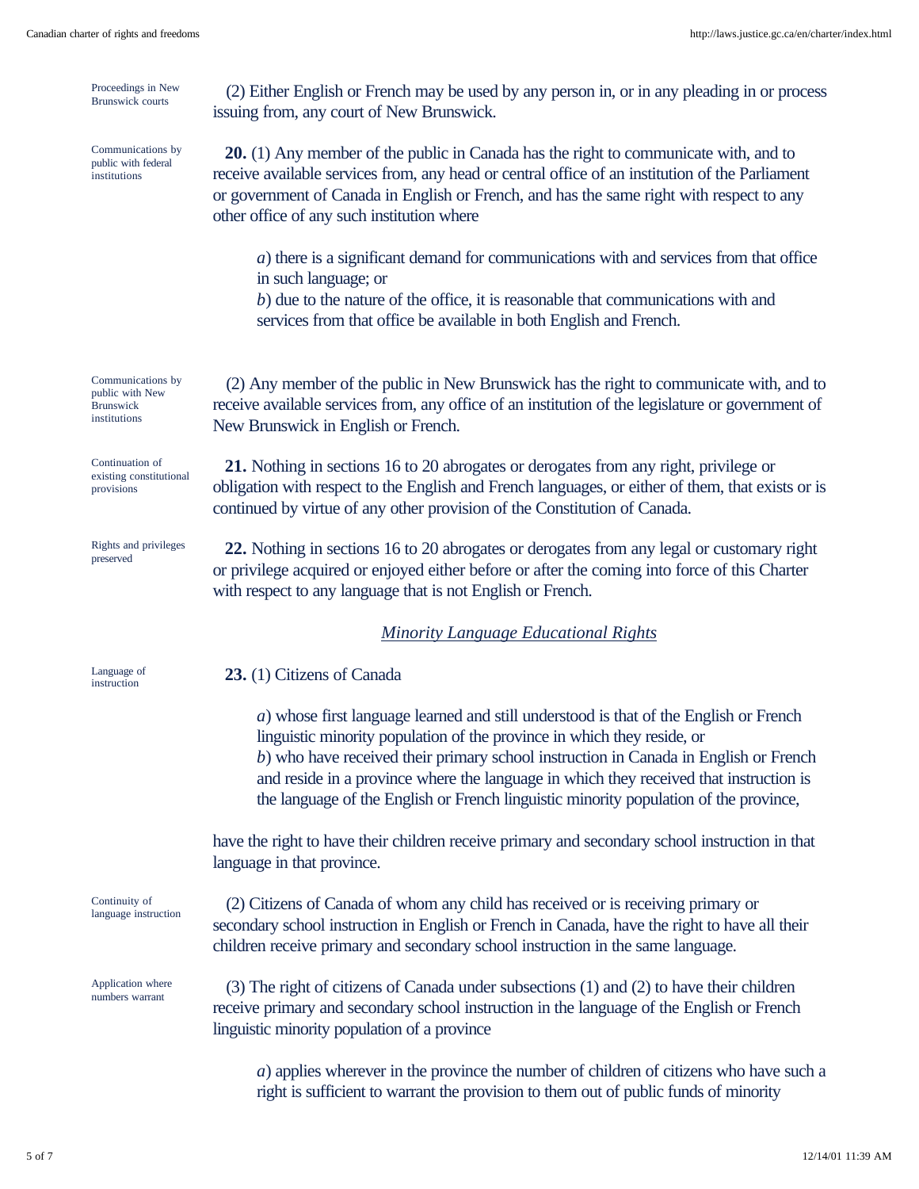Proceedings in New Brunswick courts

(2) Either English or French may be used by any person in, or in any pleading in or process issuing from, any court of New Brunswick.

Communications by public with federal institutions

**20.** (1) Any member of the public in Canada has the right to communicate with, and to receive available services from, any head or central office of an institution of the Parliament or government of Canada in English or French, and has the same right with respect to any other office of any such institution where

*a*) there is a significant demand for communications with and services from that office in such language; or
*b*) due to the nature of the office, it is reasonable that communications with and services from that office be available in both English and French.

Communications by public with New Brunswick institutions

(2) Any member of the public in New Brunswick has the right to communicate with, and to receive available services from, any office of an institution of the legislature or government of New Brunswick in English or French.

Continuation of existing constitutional provisions

**21.** Nothing in sections 16 to 20 abrogates or derogates from any right, privilege or obligation with respect to the English and French languages, or either of them, that exists or is continued by virtue of any other provision of the Constitution of Canada.

Rights and privileges preserved

**22.** Nothing in sections 16 to 20 abrogates or derogates from any legal or customary right or privilege acquired or enjoyed either before or after the coming into force of this Charter with respect to any language that is not English or French.

## *Minority Language Educational Rights*

Language of instruction

**23.** (1) Citizens of Canada

*a*) whose first language learned and still understood is that of the English or French linguistic minority population of the province in which they reside, or
*b*) who have received their primary school instruction in Canada in English or French and reside in a province where the language in which they received that instruction is the language of the English or French linguistic minority population of the province,

have the right to have their children receive primary and secondary school instruction in that language in that province.

Continuity of language instruction

(2) Citizens of Canada of whom any child has received or is receiving primary or secondary school instruction in English or French in Canada, have the right to have all their children receive primary and secondary school instruction in the same language.

Application where numbers warrant

(3) The right of citizens of Canada under subsections (1) and (2) to have their children receive primary and secondary school instruction in the language of the English or French linguistic minority population of a province

*a*) applies wherever in the province the number of children of citizens who have such a right is sufficient to warrant the provision to them out of public funds of minority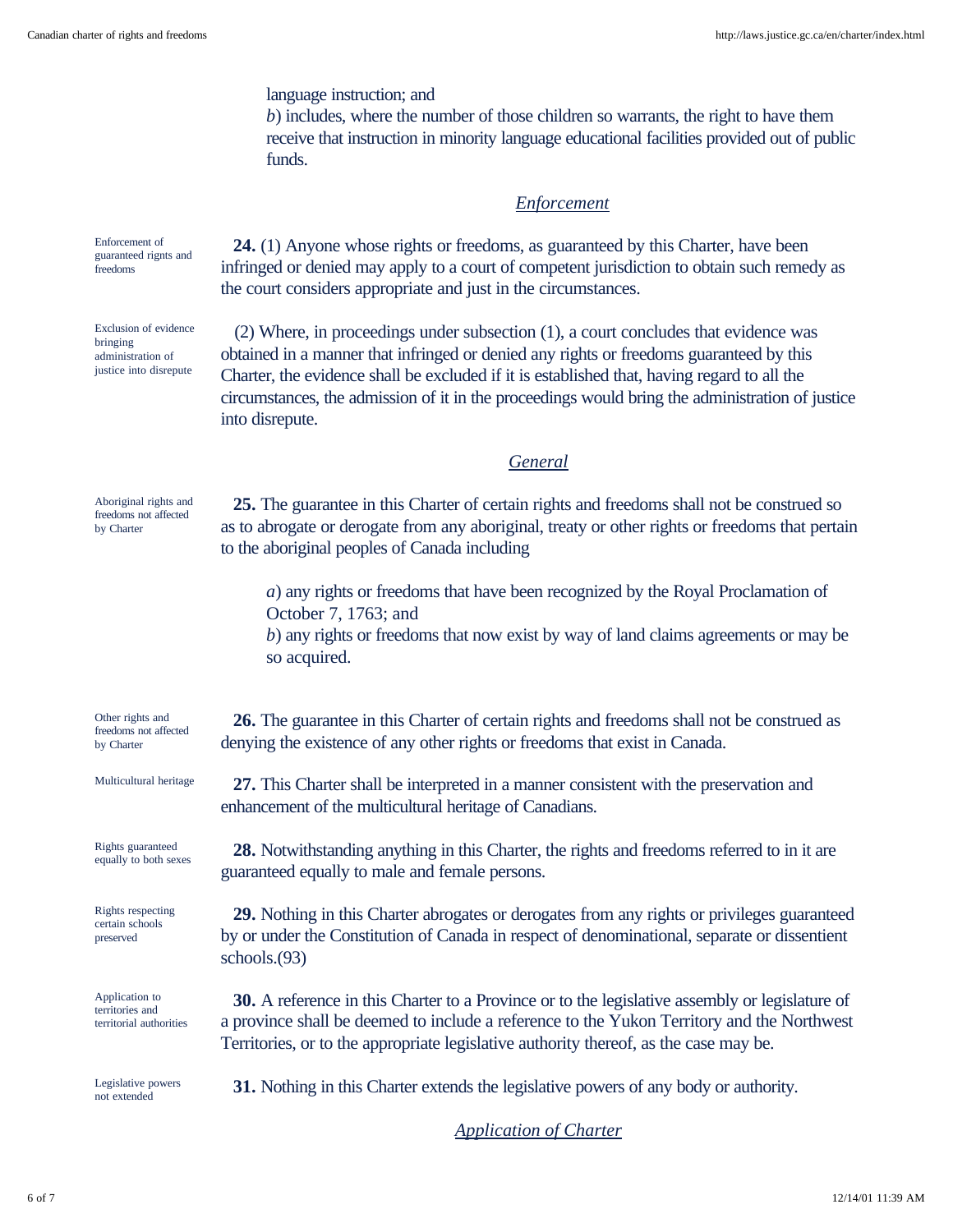language instruction; and

*b*) includes, where the number of those children so warrants, the right to have them receive that instruction in minority language educational facilities provided out of public funds.

### *Enforcement*

Enforcement of guaranteed rights and freedoms

**24.** (1) Anyone whose rights or freedoms, as guaranteed by this Charter, have been infringed or denied may apply to a court of competent jurisdiction to obtain such remedy as the court considers appropriate and just in the circumstances.

Exclusion of evidence bringing administration of justice into disrepute

(2) Where, in proceedings under subsection (1), a court concludes that evidence was obtained in a manner that infringed or denied any rights or freedoms guaranteed by this Charter, the evidence shall be excluded if it is established that, having regard to all the circumstances, the admission of it in the proceedings would bring the administration of justice into disrepute.

### *General*

Aboriginal rights and freedoms not affected by Charter

**25.** The guarantee in this Charter of certain rights and freedoms shall not be construed so as to abrogate or derogate from any aboriginal, treaty or other rights or freedoms that pertain to the aboriginal peoples of Canada including

*a*) any rights or freedoms that have been recognized by the Royal Proclamation of October 7, 1763; and

*b*) any rights or freedoms that now exist by way of land claims agreements or may be so acquired.

Other rights and freedoms not affected by Charter

**26.** The guarantee in this Charter of certain rights and freedoms shall not be construed as denying the existence of any other rights or freedoms that exist in Canada.

Multicultural heritage

**27.** This Charter shall be interpreted in a manner consistent with the preservation and enhancement of the multicultural heritage of Canadians.

Rights guaranteed equally to both sexes

**28.** Notwithstanding anything in this Charter, the rights and freedoms referred to in it are guaranteed equally to male and female persons.

Rights respecting certain schools preserved

**29.** Nothing in this Charter abrogates or derogates from any rights or privileges guaranteed by or under the Constitution of Canada in respect of denominational, separate or dissentient schools.(93)

Application to territories and territorial authorities

**30.** A reference in this Charter to a Province or to the legislative assembly or legislature of a province shall be deemed to include a reference to the Yukon Territory and the Northwest Territories, or to the appropriate legislative authority thereof, as the case may be.

Legislative powers not extended

**31.** Nothing in this Charter extends the legislative powers of any body or authority.

### *Application of Charter*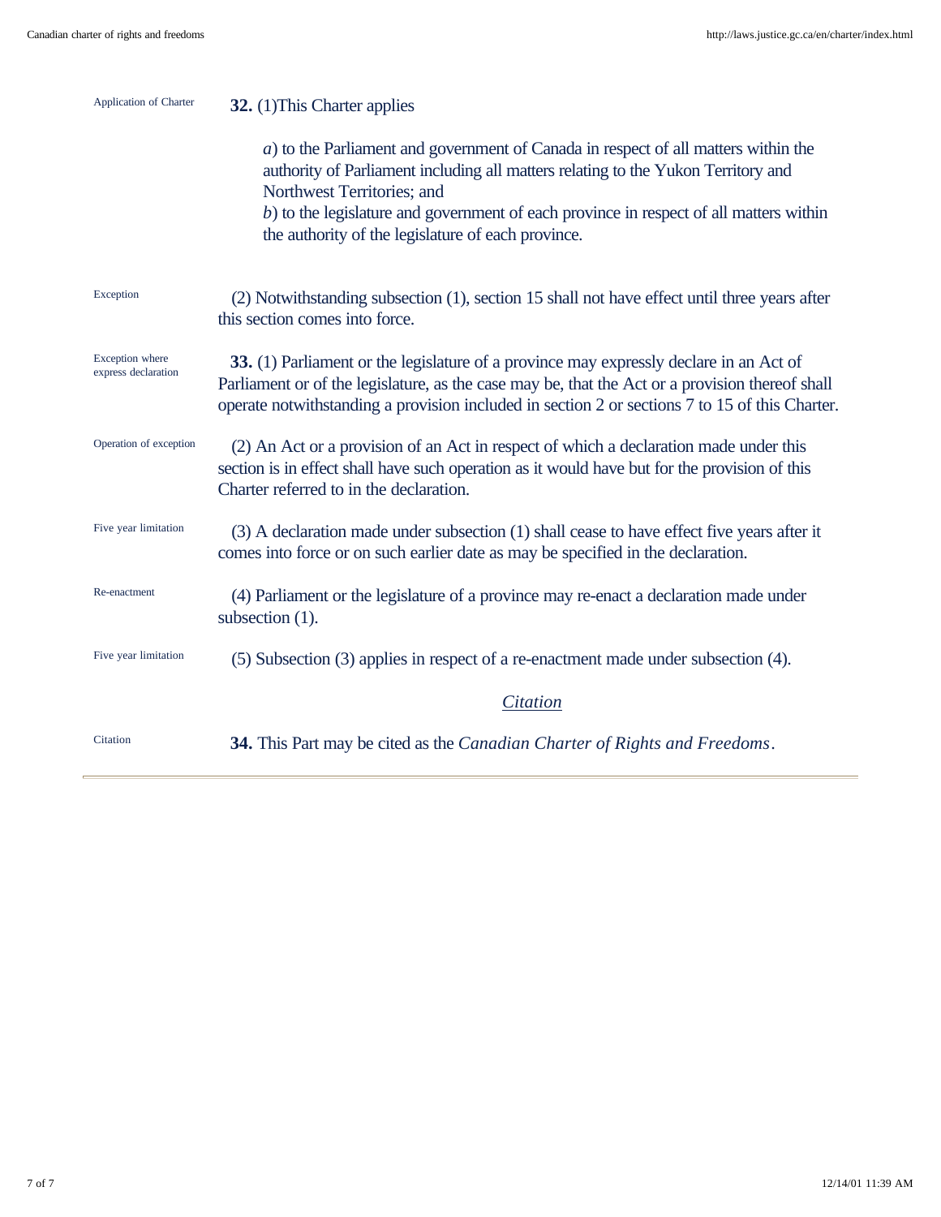Application of Charter

**32.** (1)This Charter applies

*a*) to the Parliament and government of Canada in respect of all matters within the authority of Parliament including all matters relating to the Yukon Territory and Northwest Territories; and
*b*) to the legislature and government of each province in respect of all matters within the authority of the legislature of each province.

Exception

(2) Notwithstanding subsection (1), section 15 shall not have effect until three years after this section comes into force.

Exception where express declaration

**33.** (1) Parliament or the legislature of a province may expressly declare in an Act of Parliament or of the legislature, as the case may be, that the Act or a provision thereof shall operate notwithstanding a provision included in section 2 or sections 7 to 15 of this Charter.

Operation of exception

(2) An Act or a provision of an Act in respect of which a declaration made under this section is in effect shall have such operation as it would have but for the provision of this Charter referred to in the declaration.

Five year limitation

(3) A declaration made under subsection (1) shall cease to have effect five years after it comes into force or on such earlier date as may be specified in the declaration.

Re-enactment

(4) Parliament or the legislature of a province may re-enact a declaration made under subsection (1).

Five year limitation

(5) Subsection (3) applies in respect of a re-enactment made under subsection (4).

### *Citation*

Citation

**34.** This Part may be cited as the *Canadian Charter of Rights and Freedoms*.